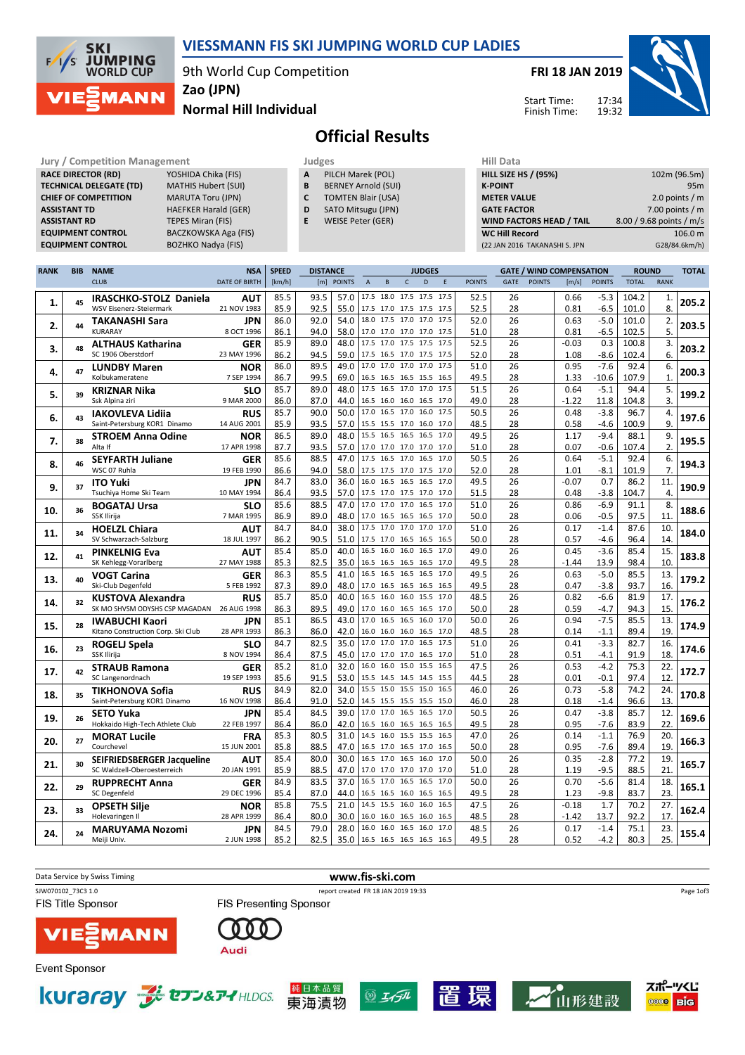# VIESSMANN FIS SKI JUMPING WORLD CUP LADIES

9th World Cup Competition
Zao (JPN)
Normal Hill Individual

FRI 18 JAN 2019

Start Time: 17:34
Finish Time: 19:32

## Official Results

| Jury / Competition Management | |
|---|---|
| RACE DIRECTOR (RD) | YOSHIDA Chika (FIS) |
| TECHNICAL DELEGATE (TD) | MATHIS Hubert (SUI) |
| CHIEF OF COMPETITION | MARUTA Toru (JPN) |
| ASSISTANT TD | HAEFKER Harald (GER) |
| ASSISTANT RD | TEPES Miran (FIS) |
| EQUIPMENT CONTROL | BACZKOWSKA Aga (FIS) |
| EQUIPMENT CONTROL | BOZHKO Nadya (FIS) |

| Judges | |
|---|---|
| A | PILCH Marek (POL) |
| B | BERNEY Arnold (SUI) |
| C | TOMTEN Blair (USA) |
| D | SATO Mitsugu (JPN) |
| E | WEISE Peter (GER) |

| Hill Data | |
|---|---|
| HILL SIZE HS / (95%) | 102m (96.5m) |
| K-POINT | 95m |
| METER VALUE | 2.0 points / m |
| GATE FACTOR | 7.00 points / m |
| WIND FACTORS HEAD / TAIL | 8.00 / 9.68 points / m/s |
| WC Hill Record | 106.0 m |
| (22 JAN 2016 TAKANASHI S. JPN | G28/84.6km/h) |

| RANK | BIB | NAME / CLUB | NSA / DATE OF BIRTH | SPEED [km/h] | DISTANCE [m] | DISTANCE POINTS | A | B | C | D | E | JUDGES POINTS | GATE | GATE POINTS | WIND [m/s] | WIND POINTS | ROUND TOTAL | ROUND RANK | TOTAL |
|---|---|---|---|---|---|---|---|---|---|---|---|---|---|---|---|---|---|---|---|
| 1. | 45 | IRASCHKO-STOLZ Daniela / WSV Eisenerz-Steiermark | AUT / 21 NOV 1983 | 85.5 | 93.5 | 57.0 | 17.5 | 18.0 | 17.5 | 17.5 | 17.5 | 52.5 | 26 | | 0.66 | -5.3 | 104.2 | 1. | 205.2 |
| | | | | 85.9 | 92.5 | 55.0 | 17.5 | 17.0 | 17.5 | 17.5 | 17.5 | 52.5 | 28 | | 0.81 | -6.5 | 101.0 | 8. | |
| 2. | 44 | TAKANASHI Sara / KURARAY | JPN / 8 OCT 1996 | 86.0 | 92.0 | 54.0 | 18.0 | 17.5 | 17.0 | 17.0 | 17.5 | 52.0 | 26 | | 0.63 | -5.0 | 101.0 | 2. | 203.5 |
| | | | | 86.1 | 94.0 | 58.0 | 17.0 | 17.0 | 17.0 | 17.0 | 17.5 | 51.0 | 28 | | 0.81 | -6.5 | 102.5 | 5. | |
| 3. | 48 | ALTHAUS Katharina / SC 1906 Oberstdorf | GER / 23 MAY 1996 | 85.9 | 89.0 | 48.0 | 17.5 | 17.0 | 17.5 | 17.5 | 17.5 | 52.5 | 26 | | -0.03 | 0.3 | 100.8 | 3. | 203.2 |
| | | | | 86.2 | 94.5 | 59.0 | 17.5 | 16.5 | 17.0 | 17.5 | 17.5 | 52.0 | 28 | | 1.08 | -8.6 | 102.4 | 6. | |
| 4. | 47 | LUNDBY Maren / Kolbukameratene | NOR / 7 SEP 1994 | 86.0 | 89.5 | 49.0 | 17.0 | 17.0 | 17.0 | 17.0 | 17.5 | 51.0 | 26 | | 0.95 | -7.6 | 92.4 | 6. | 200.3 |
| | | | | 86.7 | 99.5 | 69.0 | 16.5 | 16.5 | 16.5 | 15.5 | 16.5 | 49.5 | 28 | | 1.33 | -10.6 | 107.9 | 1. | |
| 5. | 39 | KRIZNAR Nika / Ssk Alpina ziri | SLO / 9 MAR 2000 | 85.7 | 89.0 | 48.0 | 17.5 | 16.5 | 17.0 | 17.0 | 17.5 | 51.5 | 26 | | 0.64 | -5.1 | 94.4 | 5. | 199.2 |
| | | | | 86.0 | 87.0 | 44.0 | 16.5 | 16.0 | 16.0 | 16.5 | 17.0 | 49.0 | 28 | | -1.22 | 11.8 | 104.8 | 3. | |
| 6. | 43 | IAKOVLEVA Lidiia / Saint-Petersburg KOR1 Dinamo | RUS / 14 AUG 2001 | 85.7 | 90.0 | 50.0 | 17.0 | 16.5 | 17.0 | 16.0 | 17.5 | 50.5 | 26 | | 0.48 | -3.8 | 96.7 | 4. | 197.6 |
| | | | | 85.9 | 93.5 | 57.0 | 15.5 | 15.5 | 17.0 | 16.0 | 17.0 | 48.5 | 28 | | 0.58 | -4.6 | 100.9 | 9. | |
| 7. | 38 | STROEM Anna Odine / Alta If | NOR / 17 APR 1998 | 86.5 | 89.0 | 48.0 | 15.5 | 16.5 | 16.5 | 16.5 | 17.0 | 49.5 | 26 | | 1.17 | -9.4 | 88.1 | 9. | 195.5 |
| | | | | 87.7 | 93.5 | 57.0 | 17.0 | 17.0 | 17.0 | 17.0 | 17.0 | 51.0 | 28 | | 0.07 | -0.6 | 107.4 | 2. | |
| 8. | 46 | SEYFARTH Juliane / WSC 07 Ruhla | GER / 19 FEB 1990 | 85.6 | 88.5 | 47.0 | 17.5 | 16.5 | 17.0 | 16.5 | 17.0 | 50.5 | 26 | | 0.64 | -5.1 | 92.4 | 6. | 194.3 |
| | | | | 86.6 | 94.0 | 58.0 | 17.5 | 17.5 | 17.0 | 17.5 | 17.0 | 52.0 | 28 | | 1.01 | -8.1 | 101.9 | 7. | |
| 9. | 37 | ITO Yuki / Tsuchiya Home Ski Team | JPN / 10 MAY 1994 | 84.7 | 83.0 | 36.0 | 16.0 | 16.5 | 16.5 | 16.5 | 17.0 | 49.5 | 26 | | -0.07 | 0.7 | 86.2 | 11. | 190.9 |
| | | | | 86.4 | 93.5 | 57.0 | 17.5 | 17.0 | 17.5 | 17.0 | 17.0 | 51.5 | 28 | | 0.48 | -3.8 | 104.7 | 4. | |
| 10. | 36 | BOGATAJ Ursa / SSK Ilirija | SLO / 7 MAR 1995 | 85.6 | 88.5 | 47.0 | 17.0 | 17.0 | 17.0 | 16.5 | 17.0 | 51.0 | 26 | | 0.86 | -6.9 | 91.1 | 8. | 188.6 |
| | | | | 86.9 | 89.0 | 48.0 | 17.0 | 16.5 | 16.5 | 16.5 | 17.0 | 50.0 | 28 | | 0.06 | -0.5 | 97.5 | 11. | |
| 11. | 34 | HOELZL Chiara / SV Schwarzach-Salzburg | AUT / 18 JUL 1997 | 84.7 | 84.0 | 38.0 | 17.5 | 17.0 | 17.0 | 17.0 | 17.0 | 51.0 | 26 | | 0.17 | -1.4 | 87.6 | 10. | 184.0 |
| | | | | 86.2 | 90.5 | 51.0 | 17.5 | 17.0 | 16.5 | 16.5 | 16.5 | 50.0 | 28 | | 0.57 | -4.6 | 96.4 | 14. | |
| 12. | 41 | PINKELNIG Eva / SK Kehlegg-Vorarlberg | AUT / 27 MAY 1988 | 85.4 | 85.0 | 40.0 | 16.5 | 16.0 | 16.0 | 16.5 | 17.0 | 49.0 | 26 | | 0.45 | -3.6 | 85.4 | 15. | 183.8 |
| | | | | 85.3 | 82.5 | 35.0 | 16.5 | 16.5 | 16.5 | 16.5 | 17.0 | 49.5 | 28 | | -1.44 | 13.9 | 98.4 | 10. | |
| 13. | 40 | VOGT Carina / Ski-Club Degenfeld | GER / 5 FEB 1992 | 86.3 | 85.5 | 41.0 | 16.5 | 16.5 | 16.5 | 16.5 | 16.5 | 49.5 | 26 | | 0.63 | -5.0 | 85.5 | 13. | 179.2 |
| | | | | 87.3 | 89.0 | 48.0 | 16.5 | 16.5 | 16.5 | 16.5 | 16.5 | 49.5 | 28 | | 0.47 | -3.8 | 93.7 | 16. | |
| 14. | 32 | KUSTOVA Alexandra / SK MO SHVSM ODYSHS CSP MAGADAN | RUS / 26 AUG 1998 | 85.7 | 85.0 | 40.0 | 16.5 | 16.0 | 16.0 | 15.5 | 17.0 | 48.5 | 26 | | 0.82 | -6.6 | 81.9 | 17. | 176.2 |
| | | | | 86.3 | 89.5 | 49.0 | 17.0 | 16.0 | 16.5 | 16.5 | 17.0 | 50.0 | 28 | | 0.59 | -4.7 | 94.3 | 15. | |
| 15. | 28 | IWABUCHI Kaori / Kitano Construction Corp. Ski Club | JPN / 28 APR 1993 | 85.1 | 86.5 | 43.0 | 17.0 | 16.5 | 16.5 | 16.0 | 17.0 | 50.0 | 26 | | 0.94 | -7.5 | 85.5 | 13. | 174.9 |
| | | | | 86.3 | 86.0 | 42.0 | 16.0 | 16.0 | 16.0 | 16.5 | 16.5 | 48.5 | 28 | | 0.14 | -1.1 | 89.4 | 19. | |
| 16. | 23 | ROGELJ Spela / SSK Ilirija | SLO / 8 NOV 1994 | 84.7 | 82.5 | 35.0 | 17.0 | 17.0 | 17.0 | 16.5 | 17.5 | 51.0 | 26 | | 0.41 | -3.3 | 82.7 | 16. | 174.6 |
| | | | | 86.4 | 87.5 | 45.0 | 17.0 | 17.0 | 17.0 | 16.5 | 17.0 | 51.0 | 28 | | 0.51 | -4.1 | 91.9 | 18. | |
| 17. | 42 | STRAUB Ramona / SC Langenordnach | GER / 19 SEP 1993 | 85.2 | 81.0 | 32.0 | 16.0 | 16.0 | 15.0 | 15.5 | 16.5 | 47.5 | 26 | | 0.53 | -4.2 | 75.3 | 22. | 172.7 |
| | | | | 85.6 | 91.5 | 53.0 | 15.5 | 14.5 | 14.5 | 14.5 | 15.5 | 44.5 | 28 | | 0.01 | -0.1 | 97.4 | 12. | |
| 18. | 35 | TIKHONOVA Sofia / Saint-Petersburg KOR1 Dinamo | RUS / 16 NOV 1998 | 84.9 | 82.0 | 34.0 | 15.5 | 15.0 | 15.5 | 15.0 | 16.5 | 46.0 | 26 | | 0.73 | -5.8 | 74.2 | 24. | 170.8 |
| | | | | 86.4 | 91.0 | 52.0 | 14.5 | 15.5 | 15.5 | 15.5 | 15.0 | 46.0 | 28 | | 0.18 | -1.4 | 96.6 | 13. | |
| 19. | 26 | SETO Yuka / Hokkaido High-Tech Athlete Club | JPN / 22 FEB 1997 | 85.4 | 84.5 | 39.0 | 17.0 | 17.0 | 16.5 | 16.5 | 17.0 | 50.5 | 26 | | 0.47 | -3.8 | 85.7 | 12. | 169.6 |
| | | | | 86.4 | 86.0 | 42.0 | 16.5 | 16.0 | 16.5 | 16.5 | 16.5 | 49.5 | 28 | | 0.95 | -7.6 | 83.9 | 22. | |
| 20. | 27 | MORAT Lucile / Courchevel | FRA / 15 JUN 2001 | 85.3 | 80.5 | 31.0 | 14.5 | 16.0 | 15.5 | 15.5 | 16.5 | 47.0 | 26 | | 0.14 | -1.1 | 76.9 | 20. | 166.3 |
| | | | | 85.8 | 88.5 | 47.0 | 16.5 | 17.0 | 16.5 | 17.0 | 16.5 | 50.0 | 28 | | 0.95 | -7.6 | 89.4 | 19. | |
| 21. | 30 | SEIFRIEDSBERGER Jacqueline / SC Waldzell-Oberoesterreich | AUT / 20 JAN 1991 | 85.4 | 80.0 | 30.0 | 16.5 | 17.0 | 16.5 | 16.0 | 17.0 | 50.0 | 26 | | 0.35 | -2.8 | 77.2 | 19. | 165.7 |
| | | | | 85.9 | 88.5 | 47.0 | 17.0 | 17.0 | 17.0 | 17.0 | 17.0 | 51.0 | 28 | | 1.19 | -9.5 | 88.5 | 21. | |
| 22. | 29 | RUPPRECHT Anna / SC Degenfeld | GER / 29 DEC 1996 | 84.9 | 83.5 | 37.0 | 16.5 | 17.0 | 16.5 | 16.5 | 17.0 | 50.0 | 26 | | 0.70 | -5.6 | 81.4 | 18. | 165.1 |
| | | | | 85.4 | 87.0 | 44.0 | 16.5 | 16.5 | 16.5 | 16.5 | 16.5 | 49.5 | 28 | | 1.23 | -9.8 | 83.7 | 23. | |
| 23. | 33 | OPSETH Silje / Holevaringen Il | NOR / 28 APR 1999 | 85.8 | 75.5 | 21.0 | 14.5 | 15.5 | 16.0 | 16.0 | 16.5 | 47.5 | 26 | | -0.18 | 1.7 | 70.2 | 27. | 162.4 |
| | | | | 86.4 | 80.0 | 30.0 | 16.0 | 16.0 | 16.5 | 16.0 | 16.5 | 48.5 | 28 | | -1.42 | 13.7 | 92.2 | 17. | |
| 24. | 24 | MARUYAMA Nozomi / Meiji Univ. | JPN / 2 JUN 1998 | 84.5 | 79.0 | 28.0 | 16.0 | 16.0 | 16.5 | 16.0 | 17.0 | 48.5 | 26 | | 0.17 | -1.4 | 75.1 | 23. | 155.4 |
| | | | | 85.2 | 82.5 | 35.0 | 16.5 | 16.5 | 16.5 | 16.5 | 16.5 | 49.5 | 28 | | 0.52 | -4.2 | 80.3 | 25. | |

Data Service by Swiss Timing

www.fis-ski.com

SJW070102_73C3 1.0 report created FR 18 JAN 2019 19:33

FIS Title Sponsor: VIESSMANN

FIS Presenting Sponsor: Audi

Event Sponsor: kuraray, セブン&アイHLDGS., 東海漬物, 置環, 山形建設, スポーツくじ BIG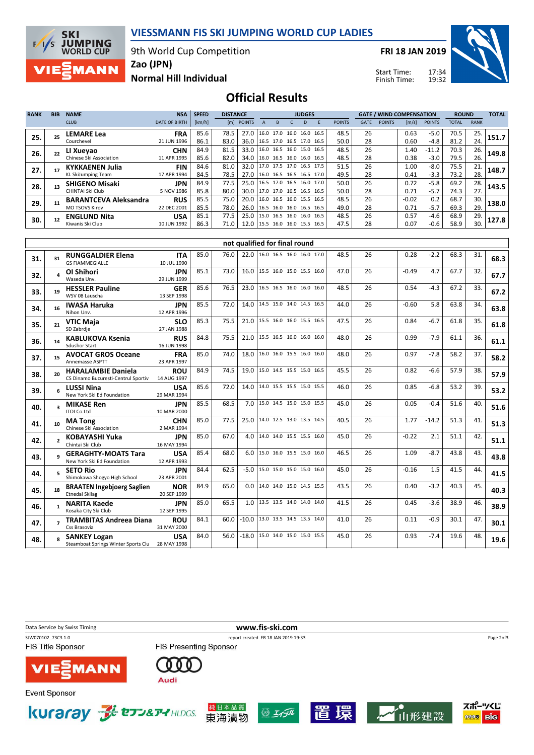# VIESSMANN FIS SKI JUMPING WORLD CUP LADIES

9th World Cup Competition
Zao (JPN)
Normal Hill Individual

FRI 18 JAN 2019

Start Time: 17:34
Finish Time: 19:32

## Official Results

| RANK | BIB | NAME / CLUB | NSA / DATE OF BIRTH | SPEED [km/h] | DISTANCE [m] | DISTANCE POINTS | JUDGES A | B | C | D | E | JUDGES POINTS | GATE | GATE POINTS | WIND [m/s] | WIND POINTS | ROUND TOTAL | ROUND RANK | TOTAL |
|---|---|---|---|---|---|---|---|---|---|---|---|---|---|---|---|---|---|---|---|
| 25. | 25 | LEMARE Lea / Courchevel | FRA / 21 JUN 1996 | 85.6 | 78.5 | 27.0 | 16.0 | 17.0 | 16.0 | 16.0 | 16.5 | 48.5 | 26 | | 0.63 | -5.0 | 70.5 | 25. | 151.7 |
| | | | | 86.1 | 83.0 | 36.0 | 16.5 | 17.0 | 16.5 | 17.0 | 16.5 | 50.0 | 28 | | 0.60 | -4.8 | 81.2 | 24. | |
| 26. | 22 | LI Xueyao / Chinese Ski Association | CHN / 11 APR 1995 | 84.9 | 81.5 | 33.0 | 16.0 | 16.5 | 16.0 | 15.0 | 16.5 | 48.5 | 26 | | 1.40 | -11.2 | 70.3 | 26. | 149.8 |
| | | | | 85.6 | 82.0 | 34.0 | 16.0 | 16.5 | 16.0 | 16.0 | 16.5 | 48.5 | 28 | | 0.38 | -3.0 | 79.5 | 26. | |
| 27. | 17 | KYKKAENEN Julia / KL SkiJumping Team | FIN / 17 APR 1994 | 84.6 | 81.0 | 32.0 | 17.0 | 17.5 | 17.0 | 16.5 | 17.5 | 51.5 | 26 | | 1.00 | -8.0 | 75.5 | 21. | 148.7 |
| | | | | 84.5 | 78.5 | 27.0 | 16.0 | 16.5 | 16.5 | 16.5 | 17.0 | 49.5 | 28 | | 0.41 | -3.3 | 73.2 | 28. | |
| 28. | 13 | SHIGENO Misaki / CHINTAI Ski Club | JPN / 5 NOV 1986 | 84.9 | 77.5 | 25.0 | 16.5 | 17.0 | 16.5 | 16.0 | 17.0 | 50.0 | 26 | | 0.72 | -5.8 | 69.2 | 28. | 143.5 |
| | | | | 85.8 | 80.0 | 30.0 | 17.0 | 17.0 | 16.5 | 16.5 | 16.5 | 50.0 | 28 | | 0.71 | -5.7 | 74.3 | 27. | |
| 29. | 11 | BARANTCEVA Aleksandra / MO TSOVS Kirov | RUS / 22 DEC 2001 | 85.5 | 75.0 | 20.0 | 16.0 | 16.5 | 16.0 | 15.5 | 16.5 | 48.5 | 26 | | -0.02 | 0.2 | 68.7 | 30. | 138.0 |
| | | | | 85.5 | 78.0 | 26.0 | 16.5 | 16.0 | 16.0 | 16.5 | 16.5 | 49.0 | 28 | | 0.71 | -5.7 | 69.3 | 29. | |
| 30. | 12 | ENGLUND Nita / Kiwanis Ski Club | USA / 10 JUN 1992 | 85.1 | 77.5 | 25.0 | 15.0 | 16.5 | 16.0 | 16.0 | 16.5 | 48.5 | 26 | | 0.57 | -4.6 | 68.9 | 29. | 127.8 |
| | | | | 86.3 | 71.0 | 12.0 | 15.5 | 16.0 | 16.0 | 15.5 | 16.5 | 47.5 | 28 | | 0.07 | -0.6 | 58.9 | 30. | |

### not qualified for final round

| RANK | BIB | NAME / CLUB | NSA / DATE OF BIRTH | SPEED [km/h] | DISTANCE [m] | DISTANCE POINTS | JUDGES A | B | C | D | E | JUDGES POINTS | GATE | GATE POINTS | WIND [m/s] | WIND POINTS | ROUND TOTAL | ROUND RANK | TOTAL |
|---|---|---|---|---|---|---|---|---|---|---|---|---|---|---|---|---|---|---|---|
| 31. | 31 | RUNGGALDIER Elena / GS FIAMMEGIALLE | ITA / 10 JUL 1990 | 85.0 | 76.0 | 22.0 | 16.0 | 16.5 | 16.0 | 16.0 | 17.0 | 48.5 | 26 | | 0.28 | -2.2 | 68.3 | 31. | 68.3 |
| 32. | 4 | OI Shihori / Waseda Unv. | JPN / 29 JUN 1999 | 85.1 | 73.0 | 16.0 | 15.5 | 16.0 | 15.0 | 15.5 | 16.0 | 47.0 | 26 | | -0.49 | 4.7 | 67.7 | 32. | 67.7 |
| 33. | 19 | HESSLER Pauline / WSV 08 Lauscha | GER / 13 SEP 1998 | 85.6 | 76.5 | 23.0 | 16.5 | 16.5 | 16.0 | 16.0 | 16.0 | 48.5 | 26 | | 0.54 | -4.3 | 67.2 | 33. | 67.2 |
| 34. | 16 | IWASA Haruka / Nihon Unv. | JPN / 12 APR 1996 | 85.5 | 72.0 | 14.0 | 14.5 | 15.0 | 14.0 | 14.5 | 16.5 | 44.0 | 26 | | -0.60 | 5.8 | 63.8 | 34. | 63.8 |
| 35. | 21 | VTIC Maja / SD Zabrdje | SLO / 27 JAN 1988 | 85.3 | 75.5 | 21.0 | 15.5 | 16.0 | 16.0 | 15.5 | 16.5 | 47.5 | 26 | | 0.84 | -6.7 | 61.8 | 35. | 61.8 |
| 36. | 14 | KABLUKOVA Ksenia / Sdushor Start | RUS / 16 JUN 1998 | 84.8 | 75.5 | 21.0 | 15.5 | 16.5 | 16.0 | 16.0 | 16.0 | 48.0 | 26 | | 0.99 | -7.9 | 61.1 | 36. | 61.1 |
| 37. | 15 | AVOCAT GROS Oceane / Annemasse ASPTT | FRA / 23 APR 1997 | 85.0 | 74.0 | 18.0 | 16.0 | 16.0 | 15.5 | 16.0 | 16.0 | 48.0 | 26 | | 0.97 | -7.8 | 58.2 | 37. | 58.2 |
| 38. | 20 | HARALAMBIE Daniela / CS Dinamo Bucuresti-Centrul Sportiv | ROU / 14 AUG 1997 | 84.9 | 74.5 | 19.0 | 15.0 | 14.5 | 15.5 | 15.0 | 16.5 | 45.5 | 26 | | 0.82 | -6.6 | 57.9 | 38. | 57.9 |
| 39. | 6 | LUSSI Nina / New York Ski Ed Foundation | USA / 29 MAR 1994 | 85.6 | 72.0 | 14.0 | 14.0 | 15.5 | 15.5 | 15.0 | 15.5 | 46.0 | 26 | | 0.85 | -6.8 | 53.2 | 39. | 53.2 |
| 40. | 3 | MIKASE Ren / ITOI Co.Ltd | JPN / 10 MAR 2000 | 85.5 | 68.5 | 7.0 | 15.0 | 14.5 | 15.0 | 15.0 | 15.5 | 45.0 | 26 | | 0.05 | -0.4 | 51.6 | 40. | 51.6 |
| 41. | 10 | MA Tong / Chinese Ski Association | CHN / 2 MAR 1994 | 85.0 | 77.5 | 25.0 | 14.0 | 12.5 | 13.0 | 13.5 | 14.5 | 40.5 | 26 | | 1.77 | -14.2 | 51.3 | 41. | 51.3 |
| 42. | 2 | KOBAYASHI Yuka / Chintai Ski Club | JPN / 16 MAY 1994 | 85.0 | 67.0 | 4.0 | 14.0 | 14.0 | 15.5 | 15.5 | 16.0 | 45.0 | 26 | | -0.22 | 2.1 | 51.1 | 42. | 51.1 |
| 43. | 9 | GERAGHTY-MOATS Tara / New York Ski Ed Foundation | USA / 12 APR 1993 | 85.4 | 68.0 | 6.0 | 15.0 | 16.0 | 15.5 | 15.0 | 16.0 | 46.5 | 26 | | 1.09 | -8.7 | 43.8 | 43. | 43.8 |
| 44. | 5 | SETO Rio / Shimokawa Shogyo High School | JPN / 23 APR 2001 | 84.4 | 62.5 | -5.0 | 15.0 | 15.0 | 15.0 | 15.0 | 16.0 | 45.0 | 26 | | -0.16 | 1.5 | 41.5 | 44. | 41.5 |
| 45. | 18 | BRAATEN Ingebjoerg Saglien / Etnedal Skilag | NOR / 20 SEP 1999 | 84.9 | 65.0 | 0.0 | 14.0 | 14.0 | 15.0 | 14.5 | 15.5 | 43.5 | 26 | | 0.40 | -3.2 | 40.3 | 45. | 40.3 |
| 46. | 1 | NARITA Kaede / Kosaka City Ski Club | JPN / 12 SEP 1995 | 85.0 | 65.5 | 1.0 | 13.5 | 13.5 | 14.0 | 14.0 | 14.0 | 41.5 | 26 | | 0.45 | -3.6 | 38.9 | 46. | 38.9 |
| 47. | 7 | TRAMBITAS Andreea Diana / Css Brasovia | ROU / 31 MAY 2000 | 84.1 | 60.0 | -10.0 | 13.0 | 13.5 | 14.5 | 13.5 | 14.0 | 41.0 | 26 | | 0.11 | -0.9 | 30.1 | 47. | 30.1 |
| 48. | 8 | SANKEY Logan / Steamboat Springs Winter Sports Clu | USA / 28 MAY 1998 | 84.0 | 56.0 | -18.0 | 15.0 | 14.0 | 15.0 | 15.0 | 15.5 | 45.0 | 26 | | 0.93 | -7.4 | 19.6 | 48. | 19.6 |

Data Service by Swiss Timing — www.fis-ski.com

SJW070102_73C3 1.0 — report created FR 18 JAN 2019 19:33

FIS Title Sponsor: VIESSMANN — FIS Presenting Sponsor: Audi

Event Sponsor: kuraray, セブン&アイHLDGS., 東海漬物, エイブル, 置賜, 山形建設, スポーツくじ BIG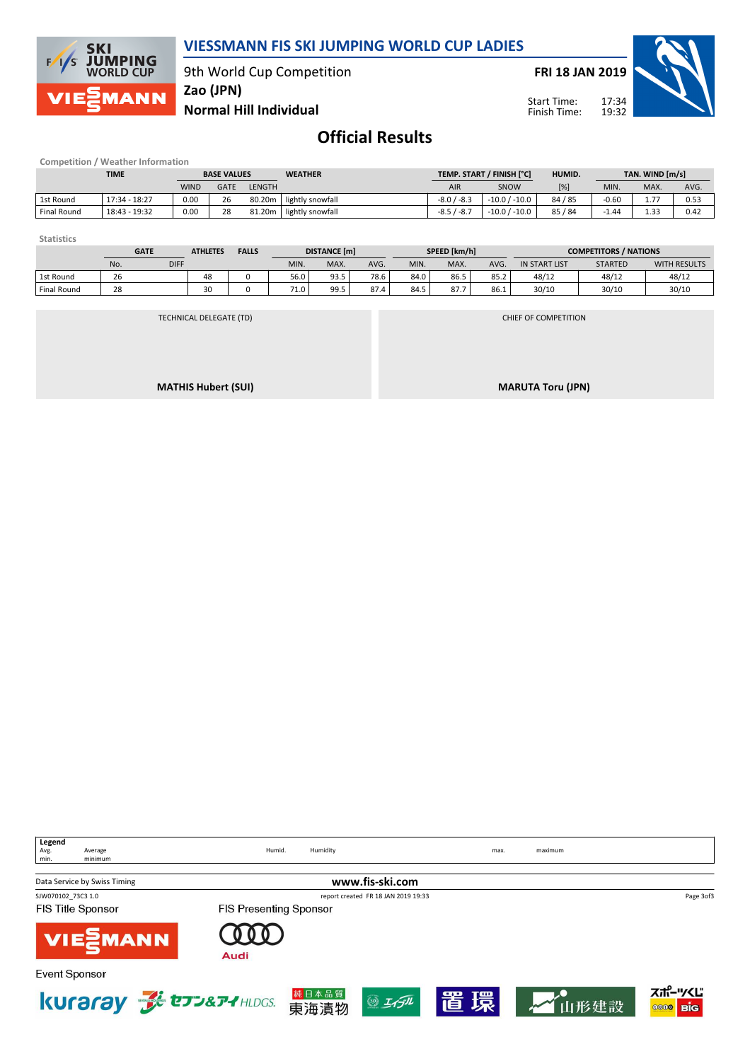# VIESSMANN FIS SKI JUMPING WORLD CUP LADIES

9th World Cup Competition

**FRI 18 JAN 2019**

**Zao (JPN)**

**Normal Hill Individual**

Start Time: 17:34
Finish Time: 19:32

## Official Results

### Competition / Weather Information

| | TIME | BASE VALUES | | | WEATHER | TEMP. START / FINISH [°C] | | HUMID. | TAN. WIND [m/s] | | |
|---|---|---|---|---|---|---|---|---|---|---|---|
| | | WIND | GATE | LENGTH | | AIR | SNOW | [%] | MIN. | MAX. | AVG. |
| 1st Round | 17:34 - 18:27 | 0.00 | 26 | 80.20m | lightly snowfall | -8.0 / -8.3 | -10.0 / -10.0 | 84 / 85 | -0.60 | 1.77 | 0.53 |
| Final Round | 18:43 - 19:32 | 0.00 | 28 | 81.20m | lightly snowfall | -8.5 / -8.7 | -10.0 / -10.0 | 85 / 84 | -1.44 | 1.33 | 0.42 |

### Statistics

| | GATE | | ATHLETES | FALLS | DISTANCE [m] | | | SPEED [km/h] | | | COMPETITORS / NATIONS | | |
|---|---|---|---|---|---|---|---|---|---|---|---|---|---|
| | No. | DIFF | | | MIN. | MAX. | AVG. | MIN. | MAX. | AVG. | IN START LIST | STARTED | WITH RESULTS |
| 1st Round | 26 | | 48 | 0 | 56.0 | 93.5 | 78.6 | 84.0 | 86.5 | 85.2 | 48/12 | 48/12 | 48/12 |
| Final Round | 28 | | 30 | 0 | 71.0 | 99.5 | 87.4 | 84.5 | 87.7 | 86.1 | 30/10 | 30/10 | 30/10 |

TECHNICAL DELEGATE (TD)

**MATHIS Hubert (SUI)**

CHIEF OF COMPETITION

**MARUTA Toru (JPN)**

**Legend**
Avg. Average
min. minimum
Humid. Humidity
max. maximum

Data Service by Swiss Timing

www.fis-ski.com

SJW070102_73C3 1.0

report created FR 18 JAN 2019 19:33

FIS Title Sponsor

FIS Presenting Sponsor

Event Sponsor